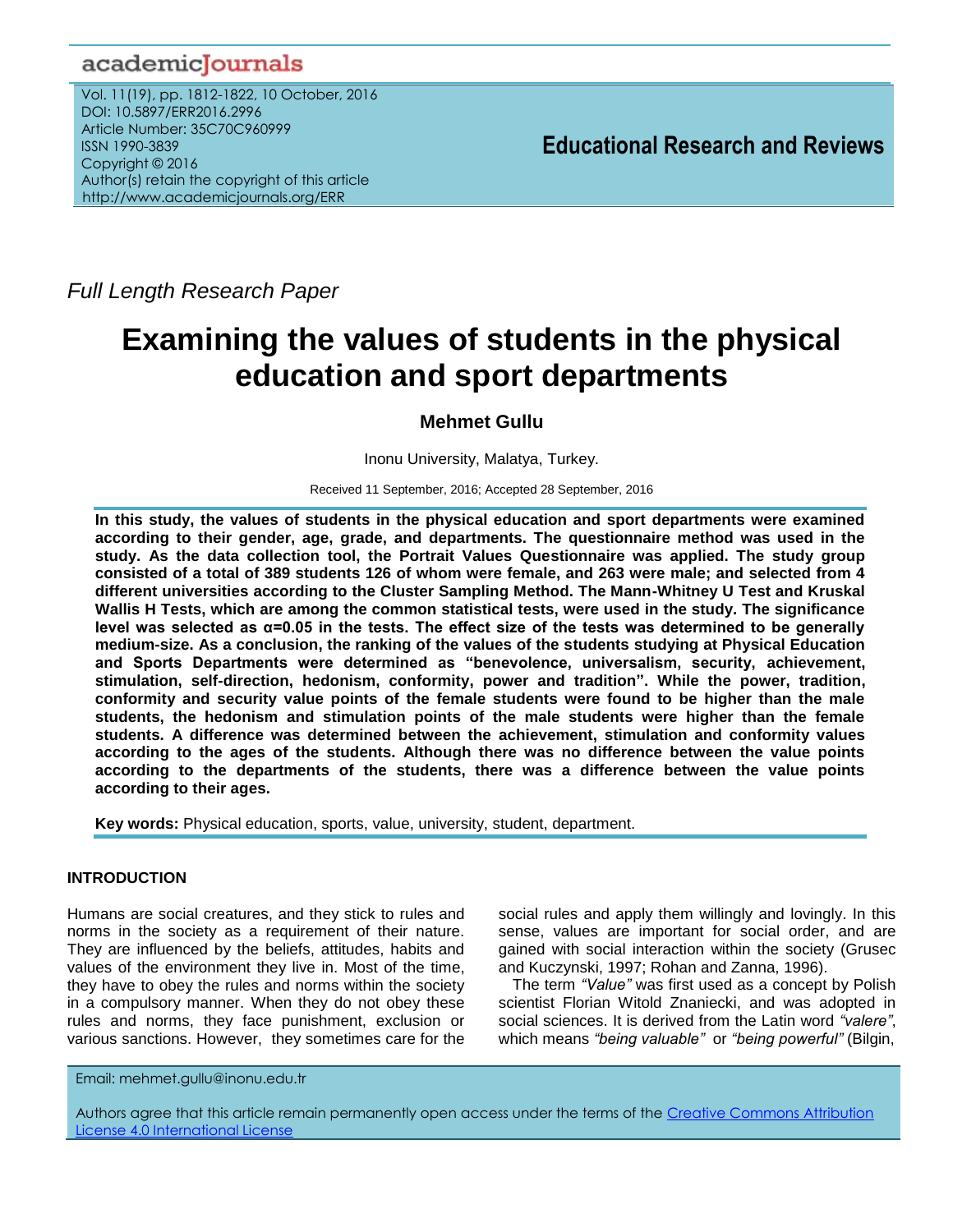Full Length Research Paper

# Examining the values of students in the physical education and sport departments

**Mehmet Gullu**

Inonu University, Malatya, Turkey.

Received 11 September, 2016; Accepted 28 September, 2016

**In this study, the values of students in the physical education and sport departments were examined according to their gender, age, grade, and departments. The questionnaire method was used in the study. As the data collection tool, the Portrait Values Questionnaire was applied. The study group consisted of a total of 389 students 126 of whom were female, and 263 were male; and selected from 4 different universities according to the Cluster Sampling Method. The Mann-Whitney U Test and Kruskal Wallis H Tests, which are among the common statistical tests, were used in the study. The significance level was selected as α=0.05 in the tests. The effect size of the tests was determined to be generally medium-size. As a conclusion, the ranking of the values of the students studying at Physical Education and Sports Departments were determined as "benevolence, universalism, security, achievement, stimulation, self-direction, hedonism, conformity, power and tradition". While the power, tradition, conformity and security value points of the female students were found to be higher than the male students, the hedonism and stimulation points of the male students were higher than the female students. A difference was determined between the achievement, stimulation and conformity values according to the ages of the students. Although there was no difference between the value points according to the departments of the students, there was a difference between the value points according to their ages.**

**Key words:** Physical education, sports, value, university, student, department.

## INTRODUCTION

Humans are social creatures, and they stick to rules and norms in the society as a requirement of their nature. They are influenced by the beliefs, attitudes, habits and values of the environment they live in. Most of the time, they have to obey the rules and norms within the society in a compulsory manner. When they do not obey these rules and norms, they face punishment, exclusion or various sanctions. However, they sometimes care for the social rules and apply them willingly and lovingly. In this sense, values are important for social order, and are gained with social interaction within the society (Grusec and Kuczynski, 1997; Rohan and Zanna, 1996).

The term *"Value"* was first used as a concept by Polish scientist Florian Witold Znaniecki, and was adopted in social sciences. It is derived from the Latin word *"valere"*, which means *"being valuable"* or *"being powerful"* (Bilgin,

Email: mehmet.gullu@inonu.edu.tr

Authors agree that this article remain permanently open access under the terms of the Creative Commons Attribution License 4.0 International License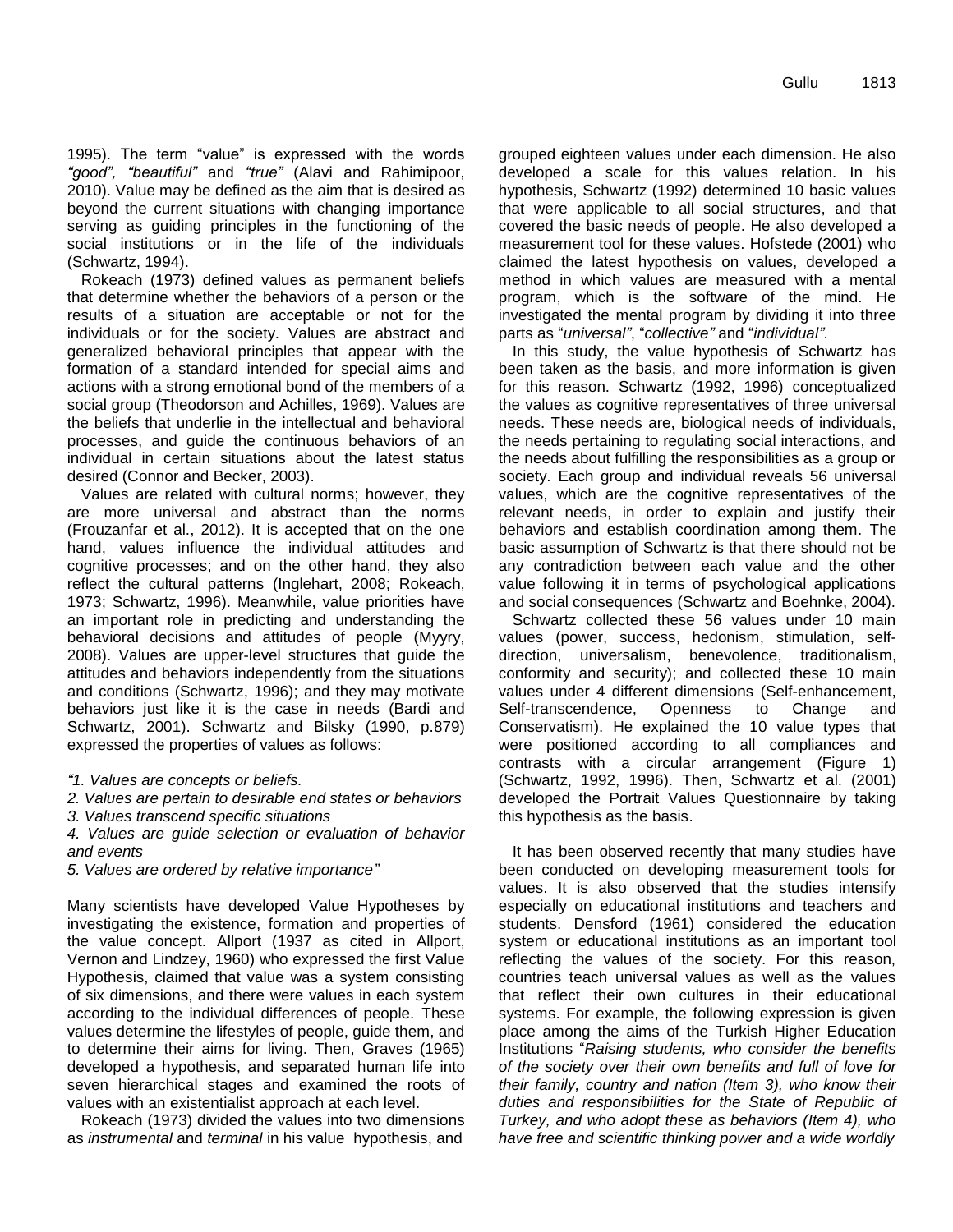1995). The term "value" is expressed with the words *"good", "beautiful"* and *"true"* (Alavi and Rahimipoor, 2010). Value may be defined as the aim that is desired as beyond the current situations with changing importance serving as guiding principles in the functioning of the social institutions or in the life of the individuals (Schwartz, 1994).

Rokeach (1973) defined values as permanent beliefs that determine whether the behaviors of a person or the results of a situation are acceptable or not for the individuals or for the society. Values are abstract and generalized behavioral principles that appear with the formation of a standard intended for special aims and actions with a strong emotional bond of the members of a social group (Theodorson and Achilles, 1969). Values are the beliefs that underlie in the intellectual and behavioral processes, and guide the continuous behaviors of an individual in certain situations about the latest status desired (Connor and Becker, 2003).

Values are related with cultural norms; however, they are more universal and abstract than the norms (Frouzanfar et al., 2012). It is accepted that on the one hand, values influence the individual attitudes and cognitive processes; and on the other hand, they also reflect the cultural patterns (Inglehart, 2008; Rokeach, 1973; Schwartz, 1996). Meanwhile, value priorities have an important role in predicting and understanding the behavioral decisions and attitudes of people (Myyry, 2008). Values are upper-level structures that guide the attitudes and behaviors independently from the situations and conditions (Schwartz, 1996); and they may motivate behaviors just like it is the case in needs (Bardi and Schwartz, 2001). Schwartz and Bilsky (1990, p.879) expressed the properties of values as follows:

*"1. Values are concepts or beliefs.*
*2. Values are pertain to desirable end states or behaviors*
*3. Values transcend specific situations*
*4. Values are guide selection or evaluation of behavior and events*
*5. Values are ordered by relative importance"*

Many scientists have developed Value Hypotheses by investigating the existence, formation and properties of the value concept. Allport (1937 as cited in Allport, Vernon and Lindzey, 1960) who expressed the first Value Hypothesis, claimed that value was a system consisting of six dimensions, and there were values in each system according to the individual differences of people. These values determine the lifestyles of people, guide them, and to determine their aims for living. Then, Graves (1965) developed a hypothesis, and separated human life into seven hierarchical stages and examined the roots of values with an existentialist approach at each level.

Rokeach (1973) divided the values into two dimensions as *instrumental* and *terminal* in his value hypothesis, and grouped eighteen values under each dimension. He also developed a scale for this values relation. In his hypothesis, Schwartz (1992) determined 10 basic values that were applicable to all social structures, and that covered the basic needs of people. He also developed a measurement tool for these values. Hofstede (2001) who claimed the latest hypothesis on values, developed a method in which values are measured with a mental program, which is the software of the mind. He investigated the mental program by dividing it into three parts as "*universal"*, "*collective"* and "*individual"*.

In this study, the value hypothesis of Schwartz has been taken as the basis, and more information is given for this reason. Schwartz (1992, 1996) conceptualized the values as cognitive representatives of three universal needs. These needs are, biological needs of individuals, the needs pertaining to regulating social interactions, and the needs about fulfilling the responsibilities as a group or society. Each group and individual reveals 56 universal values, which are the cognitive representatives of the relevant needs, in order to explain and justify their behaviors and establish coordination among them. The basic assumption of Schwartz is that there should not be any contradiction between each value and the other value following it in terms of psychological applications and social consequences (Schwartz and Boehnke, 2004).

Schwartz collected these 56 values under 10 main values (power, success, hedonism, stimulation, self-direction, universalism, benevolence, traditionalism, conformity and security); and collected these 10 main values under 4 different dimensions (Self-enhancement, Self-transcendence, Openness to Change and Conservatism). He explained the 10 value types that were positioned according to all compliances and contrasts with a circular arrangement (Figure 1) (Schwartz, 1992, 1996). Then, Schwartz et al. (2001) developed the Portrait Values Questionnaire by taking this hypothesis as the basis.

It has been observed recently that many studies have been conducted on developing measurement tools for values. It is also observed that the studies intensify especially on educational institutions and teachers and students. Densford (1961) considered the education system or educational institutions as an important tool reflecting the values of the society. For this reason, countries teach universal values as well as the values that reflect their own cultures in their educational systems. For example, the following expression is given place among the aims of the Turkish Higher Education Institutions "*Raising students, who consider the benefits of the society over their own benefits and full of love for their family, country and nation (Item 3), who know their duties and responsibilities for the State of Republic of Turkey, and who adopt these as behaviors (Item 4), who have free and scientific thinking power and a wide worldly*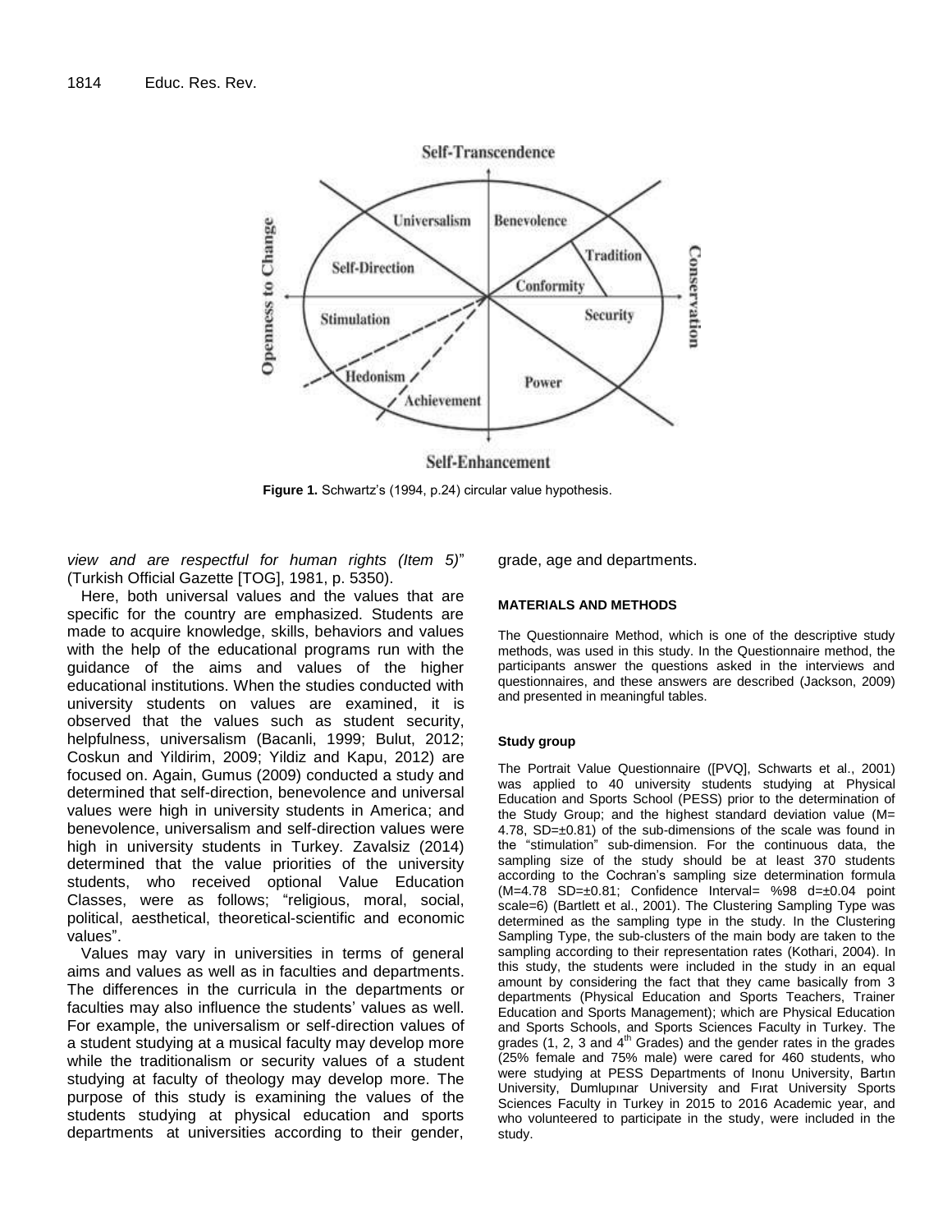**Figure 1.** Schwartz's (1994, p.24) circular value hypothesis.

*view and are respectful for human rights (Item 5)*" (Turkish Official Gazette [TOG], 1981, p. 5350).

Here, both universal values and the values that are specific for the country are emphasized. Students are made to acquire knowledge, skills, behaviors and values with the help of the educational programs run with the guidance of the aims and values of the higher educational institutions. When the studies conducted with university students on values are examined, it is observed that the values such as student security, helpfulness, universalism (Bacanli, 1999; Bulut, 2012; Coskun and Yildirim, 2009; Yildiz and Kapu, 2012) are focused on. Again, Gumus (2009) conducted a study and determined that self-direction, benevolence and universal values were high in university students in America; and benevolence, universalism and self-direction values were high in university students in Turkey. Zavalsiz (2014) determined that the value priorities of the university students, who received optional Value Education Classes, were as follows; "religious, moral, social, political, aesthetical, theoretical-scientific and economic values".

Values may vary in universities in terms of general aims and values as well as in faculties and departments. The differences in the curricula in the departments or faculties may also influence the students' values as well. For example, the universalism or self-direction values of a student studying at a musical faculty may develop more while the traditionalism or security values of a student studying at faculty of theology may develop more. The purpose of this study is examining the values of the students studying at physical education and sports departments at universities according to their gender, grade, age and departments.

## MATERIALS AND METHODS

The Questionnaire Method, which is one of the descriptive study methods, was used in this study. In the Questionnaire method, the participants answer the questions asked in the interviews and questionnaires, and these answers are described (Jackson, 2009) and presented in meaningful tables.

### Study group

The Portrait Value Questionnaire ([PVQ], Schwarts et al., 2001) was applied to 40 university students studying at Physical Education and Sports School (PESS) prior to the determination of the Study Group; and the highest standard deviation value (M= 4.78, SD=±0.81) of the sub-dimensions of the scale was found in the "stimulation" sub-dimension. For the continuous data, the sampling size of the study should be at least 370 students according to the Cochran's sampling size determination formula (M=4.78 SD=±0.81; Confidence Interval= %98 d=±0.04 point scale=6) (Bartlett et al., 2001). The Clustering Sampling Type was determined as the sampling type in the study. In the Clustering Sampling Type, the sub-clusters of the main body are taken to the sampling according to their representation rates (Kothari, 2004). In this study, the students were included in the study in an equal amount by considering the fact that they came basically from 3 departments (Physical Education and Sports Teachers, Trainer Education and Sports Management); which are Physical Education and Sports Schools, and Sports Sciences Faculty in Turkey. The grades (1, 2, 3 and 4th Grades) and the gender rates in the grades (25% female and 75% male) were cared for 460 students, who were studying at PESS Departments of Inonu University, Bartın University, Dumlupınar University and Fırat University Sports Sciences Faculty in Turkey in 2015 to 2016 Academic year, and who volunteered to participate in the study, were included in the study.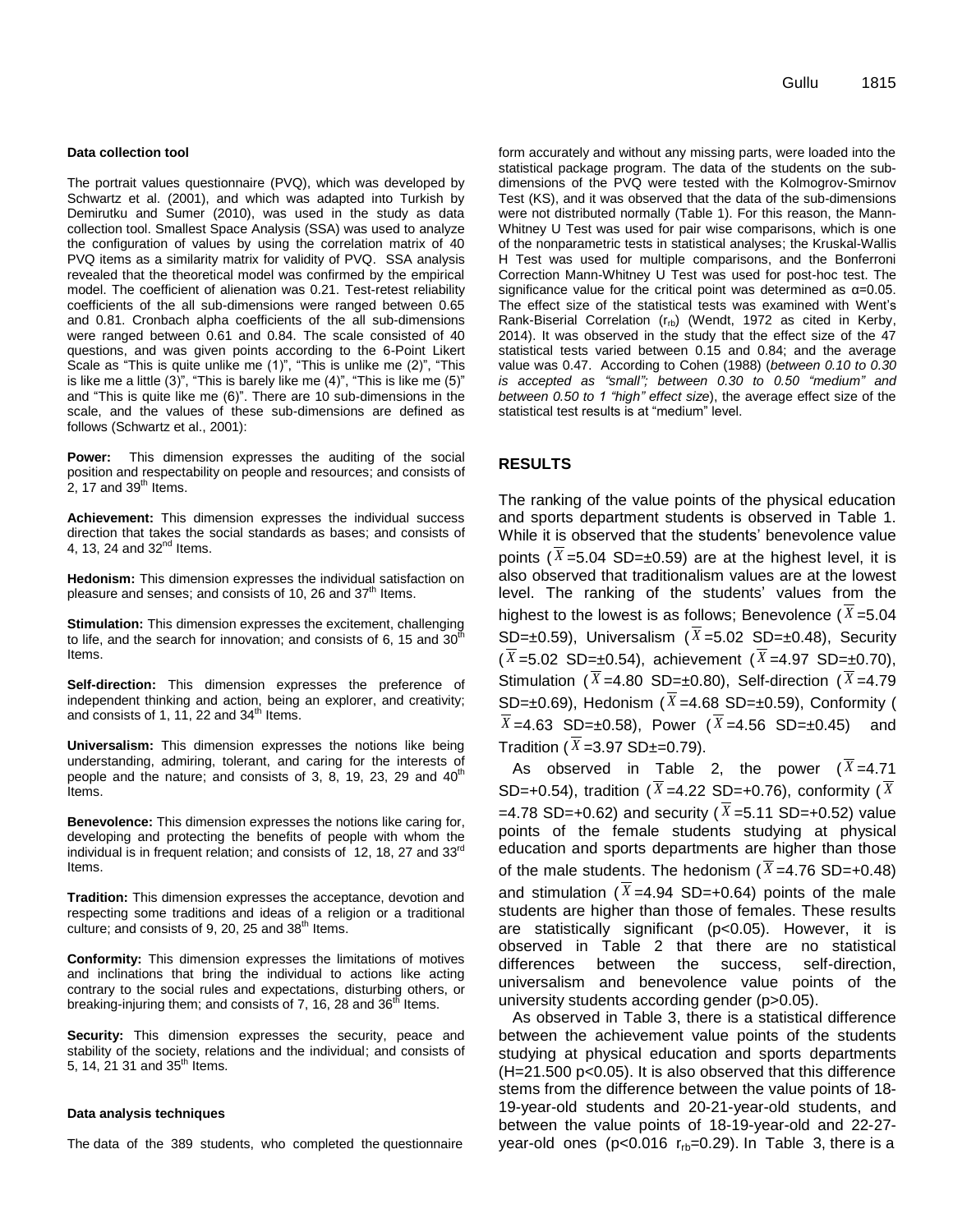#### Data collection tool

The portrait values questionnaire (PVQ), which was developed by Schwartz et al. (2001), and which was adapted into Turkish by Demirutku and Sumer (2010), was used in the study as data collection tool. Smallest Space Analysis (SSA) was used to analyze the configuration of values by using the correlation matrix of 40 PVQ items as a similarity matrix for validity of PVQ. SSA analysis revealed that the theoretical model was confirmed by the empirical model. The coefficient of alienation was 0.21. Test-retest reliability coefficients of the all sub-dimensions were ranged between 0.65 and 0.81. Cronbach alpha coefficients of the all sub-dimensions were ranged between 0.61 and 0.84. The scale consisted of 40 questions, and was given points according to the 6-Point Likert Scale as "This is quite unlike me (1)", "This is unlike me (2)", "This is like me a little (3)", "This is barely like me (4)", "This is like me (5)" and "This is quite like me (6)". There are 10 sub-dimensions in the scale, and the values of these sub-dimensions are defined as follows (Schwartz et al., 2001):

**Power:** This dimension expresses the auditing of the social position and respectability on people and resources; and consists of 2, 17 and 39th Items.

**Achievement:** This dimension expresses the individual success direction that takes the social standards as bases; and consists of 4, 13, 24 and 32nd Items.

**Hedonism:** This dimension expresses the individual satisfaction on pleasure and senses; and consists of 10, 26 and 37th Items.

**Stimulation:** This dimension expresses the excitement, challenging to life, and the search for innovation; and consists of 6, 15 and 30th Items.

**Self-direction:** This dimension expresses the preference of independent thinking and action, being an explorer, and creativity; and consists of 1, 11, 22 and 34th Items.

**Universalism:** This dimension expresses the notions like being understanding, admiring, tolerant, and caring for the interests of people and the nature; and consists of 3, 8, 19, 23, 29 and 40th Items.

**Benevolence:** This dimension expresses the notions like caring for, developing and protecting the benefits of people with whom the individual is in frequent relation; and consists of 12, 18, 27 and 33rd Items.

**Tradition:** This dimension expresses the acceptance, devotion and respecting some traditions and ideas of a religion or a traditional culture; and consists of 9, 20, 25 and 38th Items.

**Conformity:** This dimension expresses the limitations of motives and inclinations that bring the individual to actions like acting contrary to the social rules and expectations, disturbing others, or breaking-injuring them; and consists of 7, 16, 28 and 36th Items.

**Security:** This dimension expresses the security, peace and stability of the society, relations and the individual; and consists of 5, 14, 21 31 and 35th Items.

#### Data analysis techniques

The data of the 389 students, who completed the questionnaire form accurately and without any missing parts, were loaded into the statistical package program. The data of the students on the sub-dimensions of the PVQ were tested with the Kolmogrov-Smirnov Test (KS), and it was observed that the data of the sub-dimensions were not distributed normally (Table 1). For this reason, the Mann-Whitney U Test was used for pair wise comparisons, which is one of the nonparametric tests in statistical analyses; the Kruskal-Wallis H Test was used for multiple comparisons, and the Bonferroni Correction Mann-Whitney U Test was used for post-hoc test. The significance value for the critical point was determined as $\alpha=0.05$. The effect size of the statistical tests was examined with Went's Rank-Biserial Correlation ($r_{rb}$) (Wendt, 1972 as cited in Kerby, 2014). It was observed in the study that the effect size of the 47 statistical tests varied between 0.15 and 0.84; and the average value was 0.47. According to Cohen (1988) (*between 0.10 to 0.30 is accepted as "small"; between 0.30 to 0.50 "medium" and between 0.50 to 1 "high" effect size*), the average effect size of the statistical test results is at "medium" level.

## RESULTS

The ranking of the value points of the physical education and sports department students is observed in Table 1. While it is observed that the students' benevolence value points ($\bar{X}$=5.04 SD=±0.59) are at the highest level, it is also observed that traditionalism values are at the lowest level. The ranking of the students' values from the highest to the lowest is as follows; Benevolence ($\bar{X}$=5.04 SD=±0.59), Universalism ($\bar{X}$=5.02 SD=±0.48), Security ($\bar{X}$=5.02 SD=±0.54), achievement ($\bar{X}$=4.97 SD=±0.70), Stimulation ($\bar{X}$=4.80 SD=±0.80), Self-direction ($\bar{X}$=4.79 SD=±0.69), Hedonism ($\bar{X}$=4.68 SD=±0.59), Conformity ($\bar{X}$=4.63 SD=±0.58), Power ($\bar{X}$=4.56 SD=±0.45) and Tradition ($\bar{X}$=3.97 SD±=0.79).

As observed in Table 2, the power ($\bar{X}$=4.71 SD=+0.54), tradition ($\bar{X}$=4.22 SD=+0.76), conformity ($\bar{X}$=4.78 SD=+0.62) and security ($\bar{X}$=5.11 SD=+0.52) value points of the female students studying at physical education and sports departments are higher than those of the male students. The hedonism ($\bar{X}$=4.76 SD=+0.48) and stimulation ($\bar{X}$=4.94 SD=+0.64) points of the male students are higher than those of females. These results are statistically significant (p<0.05). However, it is observed in Table 2 that there are no statistical differences between the success, self-direction, universalism and benevolence value points of the university students according gender (p>0.05).

As observed in Table 3, there is a statistical difference between the achievement value points of the students studying at physical education and sports departments (H=21.500 p<0.05). It is also observed that this difference stems from the difference between the value points of 18-19-year-old students and 20-21-year-old students, and between the value points of 18-19-year-old and 22-27-year-old ones (p<0.016 $r_{rb}$=0.29). In Table 3, there is a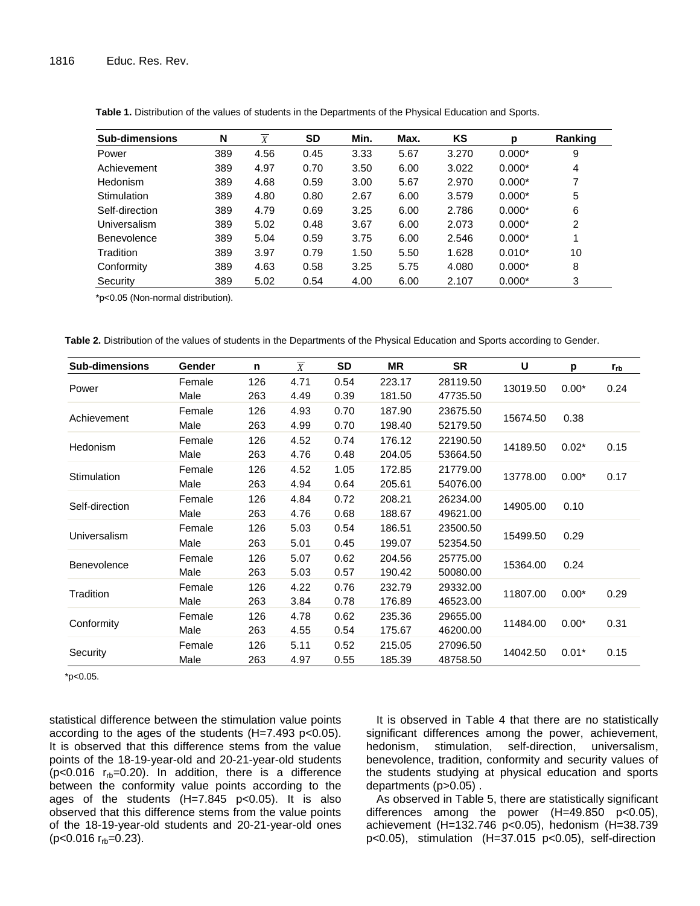**Table 1.** Distribution of the values of students in the Departments of the Physical Education and Sports.

| Sub-dimensions | N | $\overline{X}$ | SD | Min. | Max. | KS | p | Ranking |
|---|---|---|---|---|---|---|---|---|
| Power | 389 | 4.56 | 0.45 | 3.33 | 5.67 | 3.270 | 0.000* | 9 |
| Achievement | 389 | 4.97 | 0.70 | 3.50 | 6.00 | 3.022 | 0.000* | 4 |
| Hedonism | 389 | 4.68 | 0.59 | 3.00 | 5.67 | 2.970 | 0.000* | 7 |
| Stimulation | 389 | 4.80 | 0.80 | 2.67 | 6.00 | 3.579 | 0.000* | 5 |
| Self-direction | 389 | 4.79 | 0.69 | 3.25 | 6.00 | 2.786 | 0.000* | 6 |
| Universalism | 389 | 5.02 | 0.48 | 3.67 | 6.00 | 2.073 | 0.000* | 2 |
| Benevolence | 389 | 5.04 | 0.59 | 3.75 | 6.00 | 2.546 | 0.000* | 1 |
| Tradition | 389 | 3.97 | 0.79 | 1.50 | 5.50 | 1.628 | 0.010* | 10 |
| Conformity | 389 | 4.63 | 0.58 | 3.25 | 5.75 | 4.080 | 0.000* | 8 |
| Security | 389 | 5.02 | 0.54 | 4.00 | 6.00 | 2.107 | 0.000* | 3 |

*p<0.05 (Non-normal distribution).

**Table 2.** Distribution of the values of students in the Departments of the Physical Education and Sports according to Gender.

| Sub-dimensions | Gender | n | $\overline{X}$ | SD | MR | SR | U | p | $r_{rb}$ |
|---|---|---|---|---|---|---|---|---|---|
| Power | Female | 126 | 4.71 | 0.54 | 223.17 | 28119.50 | 13019.50 | 0.00* | 0.24 |
| | Male | 263 | 4.49 | 0.39 | 181.50 | 47735.50 | | | |
| Achievement | Female | 126 | 4.93 | 0.70 | 187.90 | 23675.50 | 15674.50 | 0.38 | |
| | Male | 263 | 4.99 | 0.70 | 198.40 | 52179.50 | | | |
| Hedonism | Female | 126 | 4.52 | 0.74 | 176.12 | 22190.50 | 14189.50 | 0.02* | 0.15 |
| | Male | 263 | 4.76 | 0.48 | 204.05 | 53664.50 | | | |
| Stimulation | Female | 126 | 4.52 | 1.05 | 172.85 | 21779.00 | 13778.00 | 0.00* | 0.17 |
| | Male | 263 | 4.94 | 0.64 | 205.61 | 54076.00 | | | |
| Self-direction | Female | 126 | 4.84 | 0.72 | 208.21 | 26234.00 | 14905.00 | 0.10 | |
| | Male | 263 | 4.76 | 0.68 | 188.67 | 49621.00 | | | |
| Universalism | Female | 126 | 5.03 | 0.54 | 186.51 | 23500.50 | 15499.50 | 0.29 | |
| | Male | 263 | 5.01 | 0.45 | 199.07 | 52354.50 | | | |
| Benevolence | Female | 126 | 5.07 | 0.62 | 204.56 | 25775.00 | 15364.00 | 0.24 | |
| | Male | 263 | 5.03 | 0.57 | 190.42 | 50080.00 | | | |
| Tradition | Female | 126 | 4.22 | 0.76 | 232.79 | 29332.00 | 11807.00 | 0.00* | 0.29 |
| | Male | 263 | 3.84 | 0.78 | 176.89 | 46523.00 | | | |
| Conformity | Female | 126 | 4.78 | 0.62 | 235.36 | 29655.00 | 11484.00 | 0.00* | 0.31 |
| | Male | 263 | 4.55 | 0.54 | 175.67 | 46200.00 | | | |
| Security | Female | 126 | 5.11 | 0.52 | 215.05 | 27096.50 | 14042.50 | 0.01* | 0.15 |
| | Male | 263 | 4.97 | 0.55 | 185.39 | 48758.50 | | | |

*p<0.05.

statistical difference between the stimulation value points according to the ages of the students (H=7.493 p<0.05). It is observed that this difference stems from the value points of the 18-19-year-old and 20-21-year-old students (p<0.016 $r_{rb}$=0.20). In addition, there is a difference between the conformity value points according to the ages of the students (H=7.845 p<0.05). It is also observed that this difference stems from the value points of the 18-19-year-old students and 20-21-year-old ones (p<0.016 $r_{rb}$=0.23).

It is observed in Table 4 that there are no statistically significant differences among the power, achievement, hedonism, stimulation, self-direction, universalism, benevolence, tradition, conformity and security values of the students studying at physical education and sports departments (p>0.05) .

As observed in Table 5, there are statistically significant differences among the power (H=49.850 p<0.05), achievement (H=132.746 p<0.05), hedonism (H=38.739 p<0.05), stimulation (H=37.015 p<0.05), self-direction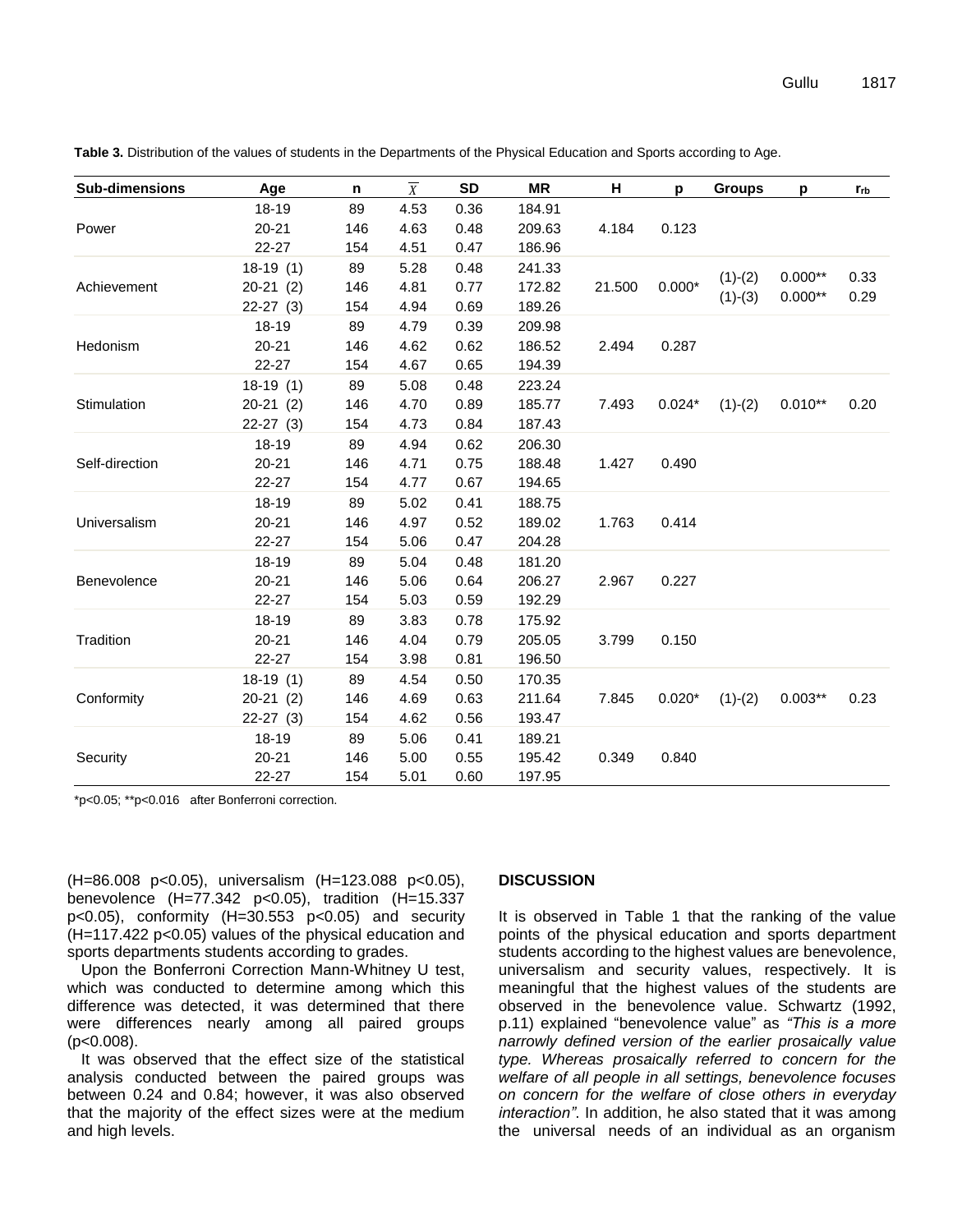**Table 3.** Distribution of the values of students in the Departments of the Physical Education and Sports according to Age.

| Sub-dimensions | Age | n | $\overline{X}$ | SD | MR | H | p | Groups | p | $r_{rb}$ |
|---|---|---|---|---|---|---|---|---|---|---|
| Power | 18-19 | 89 | 4.53 | 0.36 | 184.91 | 4.184 | 0.123 | | | |
| | 20-21 | 146 | 4.63 | 0.48 | 209.63 | | | | | |
| | 22-27 | 154 | 4.51 | 0.47 | 186.96 | | | | | |
| Achievement | 18-19 (1) | 89 | 5.28 | 0.48 | 241.33 | 21.500 | 0.000* | (1)-(2) | 0.000** | 0.33 |
| | 20-21 (2) | 146 | 4.81 | 0.77 | 172.82 | | | (1)-(3) | 0.000** | 0.29 |
| | 22-27 (3) | 154 | 4.94 | 0.69 | 189.26 | | | | | |
| Hedonism | 18-19 | 89 | 4.79 | 0.39 | 209.98 | 2.494 | 0.287 | | | |
| | 20-21 | 146 | 4.62 | 0.62 | 186.52 | | | | | |
| | 22-27 | 154 | 4.67 | 0.65 | 194.39 | | | | | |
| Stimulation | 18-19 (1) | 89 | 5.08 | 0.48 | 223.24 | 7.493 | 0.024* | (1)-(2) | 0.010** | 0.20 |
| | 20-21 (2) | 146 | 4.70 | 0.89 | 185.77 | | | | | |
| | 22-27 (3) | 154 | 4.73 | 0.84 | 187.43 | | | | | |
| Self-direction | 18-19 | 89 | 4.94 | 0.62 | 206.30 | 1.427 | 0.490 | | | |
| | 20-21 | 146 | 4.71 | 0.75 | 188.48 | | | | | |
| | 22-27 | 154 | 4.77 | 0.67 | 194.65 | | | | | |
| Universalism | 18-19 | 89 | 5.02 | 0.41 | 188.75 | 1.763 | 0.414 | | | |
| | 20-21 | 146 | 4.97 | 0.52 | 189.02 | | | | | |
| | 22-27 | 154 | 5.06 | 0.47 | 204.28 | | | | | |
| Benevolence | 18-19 | 89 | 5.04 | 0.48 | 181.20 | 2.967 | 0.227 | | | |
| | 20-21 | 146 | 5.06 | 0.64 | 206.27 | | | | | |
| | 22-27 | 154 | 5.03 | 0.59 | 192.29 | | | | | |
| Tradition | 18-19 | 89 | 3.83 | 0.78 | 175.92 | 3.799 | 0.150 | | | |
| | 20-21 | 146 | 4.04 | 0.79 | 205.05 | | | | | |
| | 22-27 | 154 | 3.98 | 0.81 | 196.50 | | | | | |
| Conformity | 18-19 (1) | 89 | 4.54 | 0.50 | 170.35 | 7.845 | 0.020* | (1)-(2) | 0.003** | 0.23 |
| | 20-21 (2) | 146 | 4.69 | 0.63 | 211.64 | | | | | |
| | 22-27 (3) | 154 | 4.62 | 0.56 | 193.47 | | | | | |
| Security | 18-19 | 89 | 5.06 | 0.41 | 189.21 | 0.349 | 0.840 | | | |
| | 20-21 | 146 | 5.00 | 0.55 | 195.42 | | | | | |
| | 22-27 | 154 | 5.01 | 0.60 | 197.95 | | | | | |

*p<0.05; **p<0.016 after Bonferroni correction.

(H=86.008 p<0.05), universalism (H=123.088 p<0.05), benevolence (H=77.342 p<0.05), tradition (H=15.337 p<0.05), conformity (H=30.553 p<0.05) and security (H=117.422 p<0.05) values of the physical education and sports departments students according to grades.

Upon the Bonferroni Correction Mann-Whitney U test, which was conducted to determine among which this difference was detected, it was determined that there were differences nearly among all paired groups (p<0.008).

It was observed that the effect size of the statistical analysis conducted between the paired groups was between 0.24 and 0.84; however, it was also observed that the majority of the effect sizes were at the medium and high levels.

## DISCUSSION

It is observed in Table 1 that the ranking of the value points of the physical education and sports department students according to the highest values are benevolence, universalism and security values, respectively. It is meaningful that the highest values of the students are observed in the benevolence value. Schwartz (1992, p.11) explained "benevolence value" as *"This is a more narrowly defined version of the earlier prosaically value type. Whereas prosaically referred to concern for the welfare of all people in all settings, benevolence focuses on concern for the welfare of close others in everyday interaction"*. In addition, he also stated that it was among the universal needs of an individual as an organism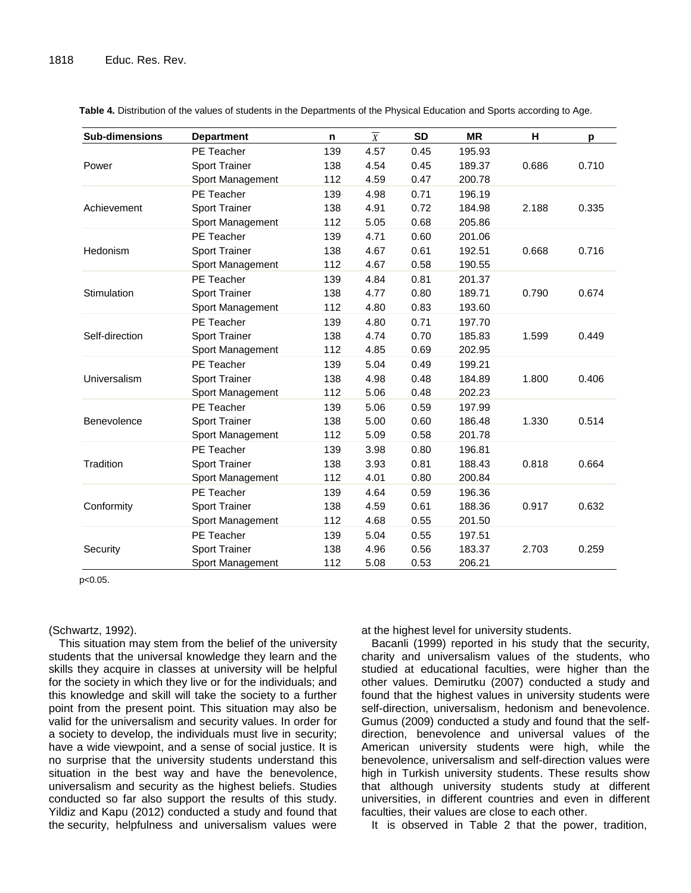**Table 4.** Distribution of the values of students in the Departments of the Physical Education and Sports according to Age.

| Sub-dimensions | Department | n | $\overline{X}$ | SD | MR | H | p |
|---|---|---|---|---|---|---|---|
| Power | PE Teacher | 139 | 4.57 | 0.45 | 195.93 | 0.686 | 0.710 |
| | Sport Trainer | 138 | 4.54 | 0.45 | 189.37 | | |
| | Sport Management | 112 | 4.59 | 0.47 | 200.78 | | |
| Achievement | PE Teacher | 139 | 4.98 | 0.71 | 196.19 | 2.188 | 0.335 |
| | Sport Trainer | 138 | 4.91 | 0.72 | 184.98 | | |
| | Sport Management | 112 | 5.05 | 0.68 | 205.86 | | |
| Hedonism | PE Teacher | 139 | 4.71 | 0.60 | 201.06 | 0.668 | 0.716 |
| | Sport Trainer | 138 | 4.67 | 0.61 | 192.51 | | |
| | Sport Management | 112 | 4.67 | 0.58 | 190.55 | | |
| Stimulation | PE Teacher | 139 | 4.84 | 0.81 | 201.37 | 0.790 | 0.674 |
| | Sport Trainer | 138 | 4.77 | 0.80 | 189.71 | | |
| | Sport Management | 112 | 4.80 | 0.83 | 193.60 | | |
| Self-direction | PE Teacher | 139 | 4.80 | 0.71 | 197.70 | 1.599 | 0.449 |
| | Sport Trainer | 138 | 4.74 | 0.70 | 185.83 | | |
| | Sport Management | 112 | 4.85 | 0.69 | 202.95 | | |
| Universalism | PE Teacher | 139 | 5.04 | 0.49 | 199.21 | 1.800 | 0.406 |
| | Sport Trainer | 138 | 4.98 | 0.48 | 184.89 | | |
| | Sport Management | 112 | 5.06 | 0.48 | 202.23 | | |
| Benevolence | PE Teacher | 139 | 5.06 | 0.59 | 197.99 | 1.330 | 0.514 |
| | Sport Trainer | 138 | 5.00 | 0.60 | 186.48 | | |
| | Sport Management | 112 | 5.09 | 0.58 | 201.78 | | |
| Tradition | PE Teacher | 139 | 3.98 | 0.80 | 196.81 | 0.818 | 0.664 |
| | Sport Trainer | 138 | 3.93 | 0.81 | 188.43 | | |
| | Sport Management | 112 | 4.01 | 0.80 | 200.84 | | |
| Conformity | PE Teacher | 139 | 4.64 | 0.59 | 196.36 | 0.917 | 0.632 |
| | Sport Trainer | 138 | 4.59 | 0.61 | 188.36 | | |
| | Sport Management | 112 | 4.68 | 0.55 | 201.50 | | |
| Security | PE Teacher | 139 | 5.04 | 0.55 | 197.51 | 2.703 | 0.259 |
| | Sport Trainer | 138 | 4.96 | 0.56 | 183.37 | | |
| | Sport Management | 112 | 5.08 | 0.53 | 206.21 | | |

$p<0.05$.

(Schwartz, 1992).

This situation may stem from the belief of the university students that the universal knowledge they learn and the skills they acquire in classes at university will be helpful for the society in which they live or for the individuals; and this knowledge and skill will take the society to a further point from the present point. This situation may also be valid for the universalism and security values. In order for a society to develop, the individuals must live in security; have a wide viewpoint, and a sense of social justice. It is no surprise that the university students understand this situation in the best way and have the benevolence, universalism and security as the highest beliefs. Studies conducted so far also support the results of this study. Yildiz and Kapu (2012) conducted a study and found that the security, helpfulness and universalism values were at the highest level for university students.

Bacanli (1999) reported in his study that the security, charity and universalism values of the students, who studied at educational faculties, were higher than the other values. Demirutku (2007) conducted a study and found that the highest values in university students were self-direction, universalism, hedonism and benevolence. Gumus (2009) conducted a study and found that the self-direction, benevolence and universal values of the American university students were high, while the benevolence, universalism and self-direction values were high in Turkish university students. These results show that although university students study at different universities, in different countries and even in different faculties, their values are close to each other.

It is observed in Table 2 that the power, tradition,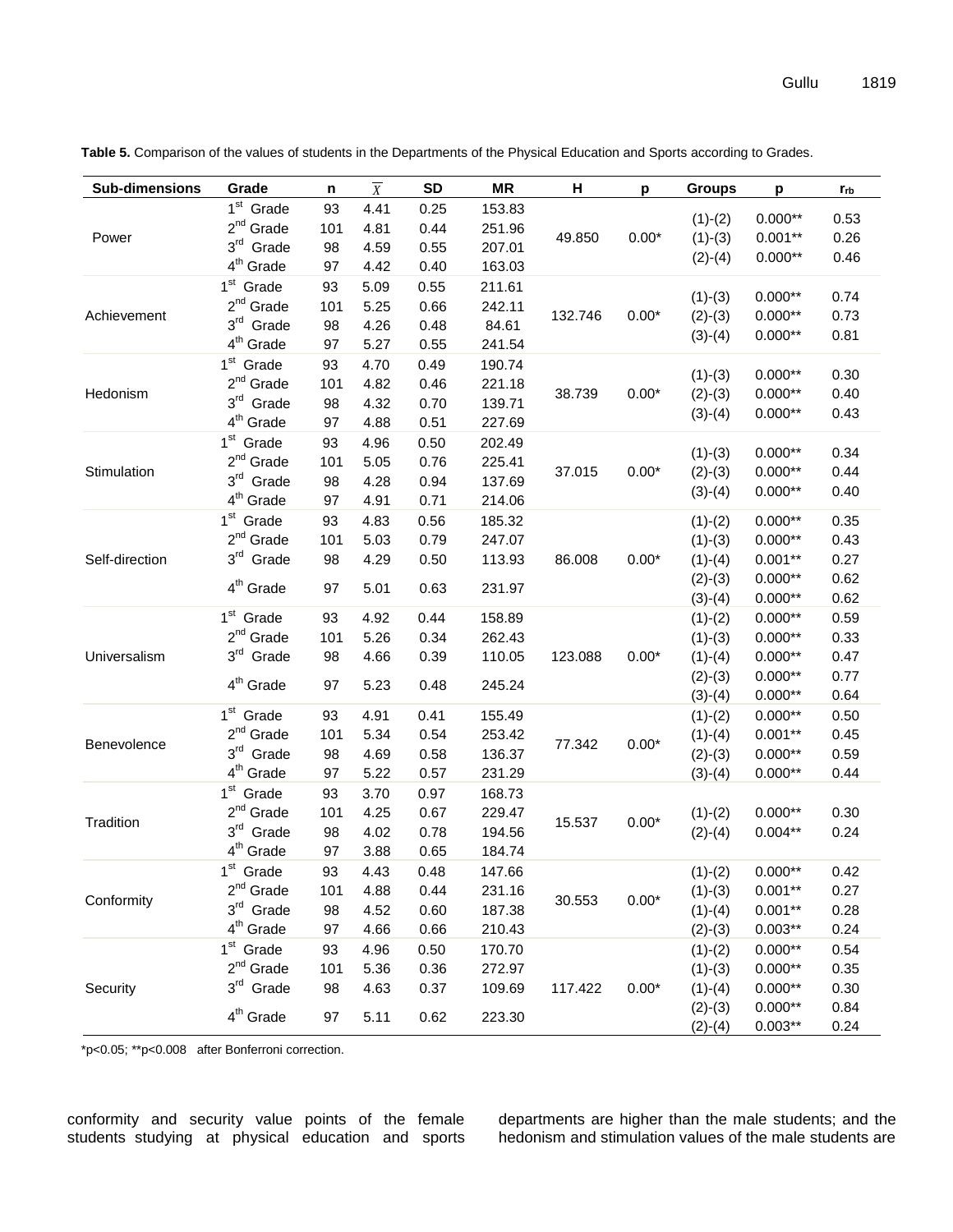**Table 5.** Comparison of the values of students in the Departments of the Physical Education and Sports according to Grades.

| Sub-dimensions | Grade | n | $\overline{X}$ | SD | MR | H | p | Groups | p | $r_{rb}$ |
|---|---|---|---|---|---|---|---|---|---|---|
| Power | 1st Grade | 93 | 4.41 | 0.25 | 153.83 | 49.850 | 0.00* | (1)-(2) | 0.000** | 0.53 |
| | 2nd Grade | 101 | 4.81 | 0.44 | 251.96 | | | (1)-(3) | 0.001** | 0.26 |
| | 3rd Grade | 98 | 4.59 | 0.55 | 207.01 | | | (2)-(4) | 0.000** | 0.46 |
| | 4th Grade | 97 | 4.42 | 0.40 | 163.03 | | | | | |
| Achievement | 1st Grade | 93 | 5.09 | 0.55 | 211.61 | 132.746 | 0.00* | (1)-(3) | 0.000** | 0.74 |
| | 2nd Grade | 101 | 5.25 | 0.66 | 242.11 | | | (2)-(3) | 0.000** | 0.73 |
| | 3rd Grade | 98 | 4.26 | 0.48 | 84.61 | | | (3)-(4) | 0.000** | 0.81 |
| | 4th Grade | 97 | 5.27 | 0.55 | 241.54 | | | | | |
| Hedonism | 1st Grade | 93 | 4.70 | 0.49 | 190.74 | 38.739 | 0.00* | (1)-(3) | 0.000** | 0.30 |
| | 2nd Grade | 101 | 4.82 | 0.46 | 221.18 | | | (2)-(3) | 0.000** | 0.40 |
| | 3rd Grade | 98 | 4.32 | 0.70 | 139.71 | | | (3)-(4) | 0.000** | 0.43 |
| | 4th Grade | 97 | 4.88 | 0.51 | 227.69 | | | | | |
| Stimulation | 1st Grade | 93 | 4.96 | 0.50 | 202.49 | 37.015 | 0.00* | (1)-(3) | 0.000** | 0.34 |
| | 2nd Grade | 101 | 5.05 | 0.76 | 225.41 | | | (2)-(3) | 0.000** | 0.44 |
| | 3rd Grade | 98 | 4.28 | 0.94 | 137.69 | | | (3)-(4) | 0.000** | 0.40 |
| | 4th Grade | 97 | 4.91 | 0.71 | 214.06 | | | | | |
| Self-direction | 1st Grade | 93 | 4.83 | 0.56 | 185.32 | 86.008 | 0.00* | (1)-(2) | 0.000** | 0.35 |
| | 2nd Grade | 101 | 5.03 | 0.79 | 247.07 | | | (1)-(3) | 0.000** | 0.43 |
| | 3rd Grade | 98 | 4.29 | 0.50 | 113.93 | | | (1)-(4) | 0.001** | 0.27 |
| | 4th Grade | 97 | 5.01 | 0.63 | 231.97 | | | (2)-(3) | 0.000** | 0.62 |
| | | | | | | | | (3)-(4) | 0.000** | 0.62 |
| Universalism | 1st Grade | 93 | 4.92 | 0.44 | 158.89 | 123.088 | 0.00* | (1)-(2) | 0.000** | 0.59 |
| | 2nd Grade | 101 | 5.26 | 0.34 | 262.43 | | | (1)-(3) | 0.000** | 0.33 |
| | 3rd Grade | 98 | 4.66 | 0.39 | 110.05 | | | (1)-(4) | 0.000** | 0.47 |
| | 4th Grade | 97 | 5.23 | 0.48 | 245.24 | | | (2)-(3) | 0.000** | 0.77 |
| | | | | | | | | (3)-(4) | 0.000** | 0.64 |
| Benevolence | 1st Grade | 93 | 4.91 | 0.41 | 155.49 | 77.342 | 0.00* | (1)-(2) | 0.000** | 0.50 |
| | 2nd Grade | 101 | 5.34 | 0.54 | 253.42 | | | (1)-(4) | 0.001** | 0.45 |
| | 3rd Grade | 98 | 4.69 | 0.58 | 136.37 | | | (2)-(3) | 0.000** | 0.59 |
| | 4th Grade | 97 | 5.22 | 0.57 | 231.29 | | | (3)-(4) | 0.000** | 0.44 |
| Tradition | 1st Grade | 93 | 3.70 | 0.97 | 168.73 | 15.537 | 0.00* | (1)-(2) | 0.000** | 0.30 |
| | 2nd Grade | 101 | 4.25 | 0.67 | 229.47 | | | (2)-(4) | 0.004** | 0.24 |
| | 3rd Grade | 98 | 4.02 | 0.78 | 194.56 | | | | | |
| | 4th Grade | 97 | 3.88 | 0.65 | 184.74 | | | | | |
| Conformity | 1st Grade | 93 | 4.43 | 0.48 | 147.66 | 30.553 | 0.00* | (1)-(2) | 0.000** | 0.42 |
| | 2nd Grade | 101 | 4.88 | 0.44 | 231.16 | | | (1)-(3) | 0.001** | 0.27 |
| | 3rd Grade | 98 | 4.52 | 0.60 | 187.38 | | | (1)-(4) | 0.001** | 0.28 |
| | 4th Grade | 97 | 4.66 | 0.66 | 210.43 | | | (2)-(3) | 0.003** | 0.24 |
| Security | 1st Grade | 93 | 4.96 | 0.50 | 170.70 | 117.422 | 0.00* | (1)-(2) | 0.000** | 0.54 |
| | 2nd Grade | 101 | 5.36 | 0.36 | 272.97 | | | (1)-(3) | 0.000** | 0.35 |
| | 3rd Grade | 98 | 4.63 | 0.37 | 109.69 | | | (1)-(4) | 0.000** | 0.30 |
| | 4th Grade | 97 | 5.11 | 0.62 | 223.30 | | | (2)-(3) | 0.000** | 0.84 |
| | | | | | | | | (2)-(4) | 0.003** | 0.24 |

*p<0.05; **p<0.008 after Bonferroni correction.

conformity and security value points of the female students studying at physical education and sports departments are higher than the male students; and the hedonism and stimulation values of the male students are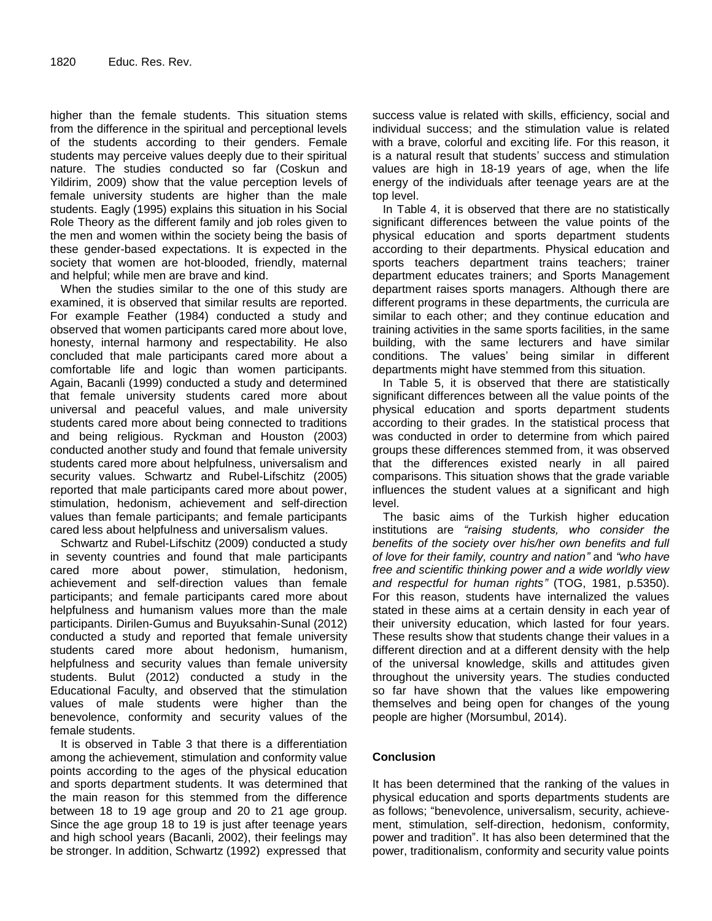higher than the female students. This situation stems from the difference in the spiritual and perceptional levels of the students according to their genders. Female students may perceive values deeply due to their spiritual nature. The studies conducted so far (Coskun and Yildirim, 2009) show that the value perception levels of female university students are higher than the male students. Eagly (1995) explains this situation in his Social Role Theory as the different family and job roles given to the men and women within the society being the basis of these gender-based expectations. It is expected in the society that women are hot-blooded, friendly, maternal and helpful; while men are brave and kind.

When the studies similar to the one of this study are examined, it is observed that similar results are reported. For example Feather (1984) conducted a study and observed that women participants cared more about love, honesty, internal harmony and respectability. He also concluded that male participants cared more about a comfortable life and logic than women participants. Again, Bacanli (1999) conducted a study and determined that female university students cared more about universal and peaceful values, and male university students cared more about being connected to traditions and being religious. Ryckman and Houston (2003) conducted another study and found that female university students cared more about helpfulness, universalism and security values. Schwartz and Rubel-Lifschitz (2005) reported that male participants cared more about power, stimulation, hedonism, achievement and self-direction values than female participants; and female participants cared less about helpfulness and universalism values.

Schwartz and Rubel-Lifschitz (2009) conducted a study in seventy countries and found that male participants cared more about power, stimulation, hedonism, achievement and self-direction values than female participants; and female participants cared more about helpfulness and humanism values more than the male participants. Dirilen-Gumus and Buyuksahin-Sunal (2012) conducted a study and reported that female university students cared more about hedonism, humanism, helpfulness and security values than female university students. Bulut (2012) conducted a study in the Educational Faculty, and observed that the stimulation values of male students were higher than the benevolence, conformity and security values of the female students.

It is observed in Table 3 that there is a differentiation among the achievement, stimulation and conformity value points according to the ages of the physical education and sports department students. It was determined that the main reason for this stemmed from the difference between 18 to 19 age group and 20 to 21 age group. Since the age group 18 to 19 is just after teenage years and high school years (Bacanli, 2002), their feelings may be stronger. In addition, Schwartz (1992) expressed that success value is related with skills, efficiency, social and individual success; and the stimulation value is related with a brave, colorful and exciting life. For this reason, it is a natural result that students' success and stimulation values are high in 18-19 years of age, when the life energy of the individuals after teenage years are at the top level.

In Table 4, it is observed that there are no statistically significant differences between the value points of the physical education and sports department students according to their departments. Physical education and sports teachers department trains teachers; trainer department educates trainers; and Sports Management department raises sports managers. Although there are different programs in these departments, the curricula are similar to each other; and they continue education and training activities in the same sports facilities, in the same building, with the same lecturers and have similar conditions. The values' being similar in different departments might have stemmed from this situation.

In Table 5, it is observed that there are statistically significant differences between all the value points of the physical education and sports department students according to their grades. In the statistical process that was conducted in order to determine from which paired groups these differences stemmed from, it was observed that the differences existed nearly in all paired comparisons. This situation shows that the grade variable influences the student values at a significant and high level.

The basic aims of the Turkish higher education institutions are *"raising students, who consider the benefits of the society over his/her own benefits and full of love for their family, country and nation"* and *"who have free and scientific thinking power and a wide worldly view and respectful for human rights"* (TOG, 1981, p.5350). For this reason, students have internalized the values stated in these aims at a certain density in each year of their university education, which lasted for four years. These results show that students change their values in a different direction and at a different density with the help of the universal knowledge, skills and attitudes given throughout the university years. The studies conducted so far have shown that the values like empowering themselves and being open for changes of the young people are higher (Morsumbul, 2014).

## Conclusion

It has been determined that the ranking of the values in physical education and sports departments students are as follows; "benevolence, universalism, security, achievement, stimulation, self-direction, hedonism, conformity, power and tradition". It has also been determined that the power, traditionalism, conformity and security value points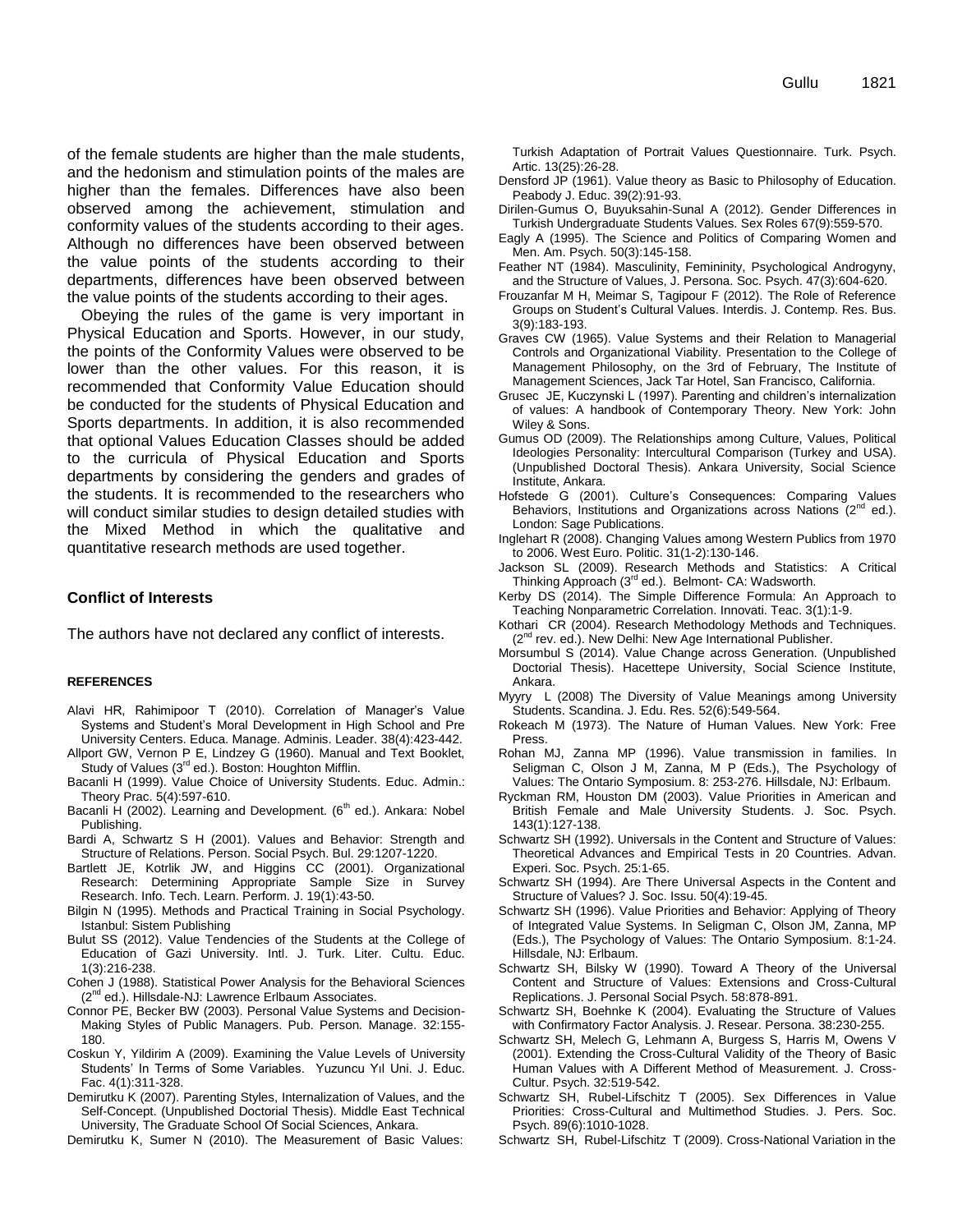of the female students are higher than the male students, and the hedonism and stimulation points of the males are higher than the females. Differences have also been observed among the achievement, stimulation and conformity values of the students according to their ages. Although no differences have been observed between the value points of the students according to their departments, differences have been observed between the value points of the students according to their ages.

Obeying the rules of the game is very important in Physical Education and Sports. However, in our study, the points of the Conformity Values were observed to be lower than the other values. For this reason, it is recommended that Conformity Value Education should be conducted for the students of Physical Education and Sports departments. In addition, it is also recommended that optional Values Education Classes should be added to the curricula of Physical Education and Sports departments by considering the genders and grades of the students. It is recommended to the researchers who will conduct similar studies to design detailed studies with the Mixed Method in which the qualitative and quantitative research methods are used together.

## Conflict of Interests

The authors have not declared any conflict of interests.

### REFERENCES

Alavi HR, Rahimipoor T (2010). Correlation of Manager's Value Systems and Student's Moral Development in High School and Pre University Centers. Educa. Manage. Adminis. Leader. 38(4):423-442.

Allport GW, Vernon P E, Lindzey G (1960). Manual and Text Booklet, Study of Values (3rd ed.). Boston: Houghton Mifflin.

Bacanli H (1999). Value Choice of University Students. Educ. Admin.: Theory Prac. 5(4):597-610.

Bacanli H (2002). Learning and Development. (6th ed.). Ankara: Nobel Publishing.

Bardi A, Schwartz S H (2001). Values and Behavior: Strength and Structure of Relations. Person. Social Psych. Bul. 29:1207-1220.

Bartlett JE, Kotrlik JW, and Higgins CC (2001). Organizational Research: Determining Appropriate Sample Size in Survey Research. Info. Tech. Learn. Perform. J. 19(1):43-50.

Bilgin N (1995). Methods and Practical Training in Social Psychology. Istanbul: Sistem Publishing

Bulut SS (2012). Value Tendencies of the Students at the College of Education of Gazi University. Intl. J. Turk. Liter. Cultu. Educ. 1(3):216-238.

Cohen J (1988). Statistical Power Analysis for the Behavioral Sciences (2nd ed.). Hillsdale-NJ: Lawrence Erlbaum Associates.

Connor PE, Becker BW (2003). Personal Value Systems and Decision-Making Styles of Public Managers. Pub. Person. Manage. 32:155-180.

Coskun Y, Yildirim A (2009). Examining the Value Levels of University Students' In Terms of Some Variables. Yuzuncu Yıl Uni. J. Educ. Fac. 4(1):311-328.

Demirutku K (2007). Parenting Styles, Internalization of Values, and the Self-Concept. (Unpublished Doctorial Thesis). Middle East Technical University, The Graduate School Of Social Sciences, Ankara.

Demirutku K, Sumer N (2010). The Measurement of Basic Values: Turkish Adaptation of Portrait Values Questionnaire. Turk. Psych. Artic. 13(25):26-28.

Densford JP (1961). Value theory as Basic to Philosophy of Education. Peabody J. Educ. 39(2):91-93.

Dirilen-Gumus O, Buyuksahin-Sunal A (2012). Gender Differences in Turkish Undergraduate Students Values. Sex Roles 67(9):559-570.

Eagly A (1995). The Science and Politics of Comparing Women and Men. Am. Psych. 50(3):145-158.

Feather NT (1984). Masculinity, Femininity, Psychological Androgyny, and the Structure of Values, J. Persona. Soc. Psych. 47(3):604-620.

Frouzanfar M H, Meimar S, Tagipour F (2012). The Role of Reference Groups on Student's Cultural Values. Interdis. J. Contemp. Res. Bus. 3(9):183-193.

Graves CW (1965). Value Systems and their Relation to Managerial Controls and Organizational Viability. Presentation to the College of Management Philosophy, on the 3rd of February, The Institute of Management Sciences, Jack Tar Hotel, San Francisco, California.

Grusec JE, Kuczynski L (1997). Parenting and children's internalization of values: A handbook of Contemporary Theory. New York: John Wiley & Sons.

Gumus OD (2009). The Relationships among Culture, Values, Political Ideologies Personality: Intercultural Comparison (Turkey and USA). (Unpublished Doctoral Thesis). Ankara University, Social Science Institute, Ankara.

Hofstede G (2001). Culture's Consequences: Comparing Values Behaviors, Institutions and Organizations across Nations (2nd ed.). London: Sage Publications.

Inglehart R (2008). Changing Values among Western Publics from 1970 to 2006. West Euro. Politic. 31(1-2):130-146.

Jackson SL (2009). Research Methods and Statistics: A Critical Thinking Approach (3rd ed.). Belmont- CA: Wadsworth.

Kerby DS (2014). The Simple Difference Formula: An Approach to Teaching Nonparametric Correlation. Innovati. Teac. 3(1):1-9.

Kothari CR (2004). Research Methodology Methods and Techniques. (2nd rev. ed.). New Delhi: New Age International Publisher.

Morsumbul S (2014). Value Change across Generation. (Unpublished Doctorial Thesis). Hacettepe University, Social Science Institute, Ankara.

Myyry L (2008) The Diversity of Value Meanings among University Students. Scandina. J. Edu. Res. 52(6):549-564.

Rokeach M (1973). The Nature of Human Values. New York: Free Press.

Rohan MJ, Zanna MP (1996). Value transmission in families. In Seligman C, Olson J M, Zanna, M P (Eds.), The Psychology of Values: The Ontario Symposium. 8: 253-276. Hillsdale, NJ: Erlbaum.

Ryckman RM, Houston DM (2003). Value Priorities in American and British Female and Male University Students. J. Soc. Psych. 143(1):127-138.

Schwartz SH (1992). Universals in the Content and Structure of Values: Theoretical Advances and Empirical Tests in 20 Countries. Advan. Experi. Soc. Psych. 25:1-65.

Schwartz SH (1994). Are There Universal Aspects in the Content and Structure of Values? J. Soc. Issu. 50(4):19-45.

Schwartz SH (1996). Value Priorities and Behavior: Applying of Theory of Integrated Value Systems. In Seligman C, Olson JM, Zanna, MP (Eds.), The Psychology of Values: The Ontario Symposium. 8:1-24. Hillsdale, NJ: Erlbaum.

Schwartz SH, Bilsky W (1990). Toward A Theory of the Universal Content and Structure of Values: Extensions and Cross-Cultural Replications. J. Personal Social Psych. 58:878-891.

Schwartz SH, Boehnke K (2004). Evaluating the Structure of Values with Confirmatory Factor Analysis. J. Resear. Persona. 38:230-255.

Schwartz SH, Melech G, Lehmann A, Burgess S, Harris M, Owens V (2001). Extending the Cross-Cultural Validity of the Theory of Basic Human Values with A Different Method of Measurement. J. Cross-Cultur. Psych. 32:519-542.

Schwartz SH, Rubel-Lifschitz T (2005). Sex Differences in Value Priorities: Cross-Cultural and Multimethod Studies. J. Pers. Soc. Psych. 89(6):1010-1028.

Schwartz SH, Rubel-Lifschitz T (2009). Cross-National Variation in the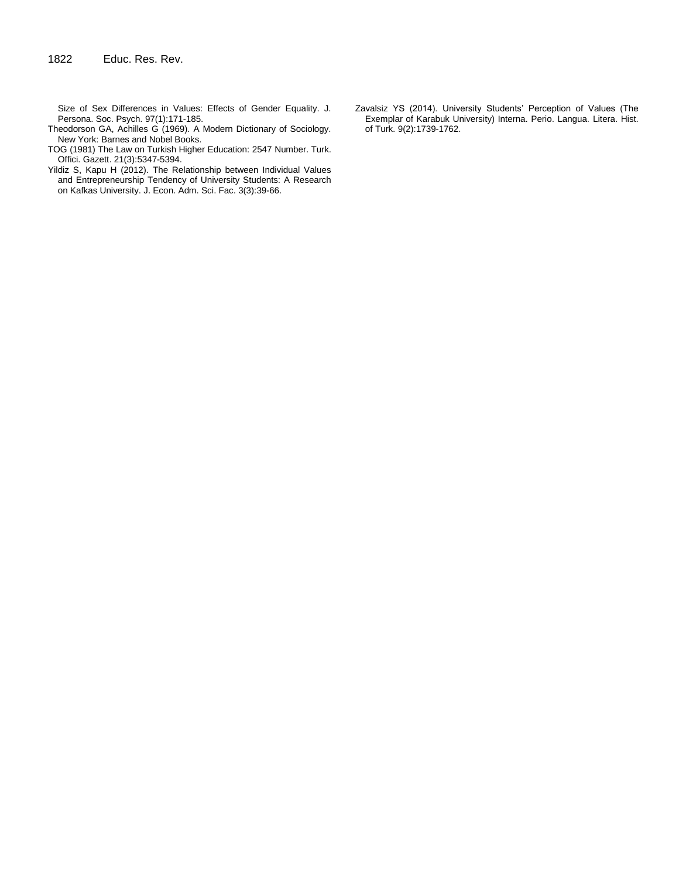Size of Sex Differences in Values: Effects of Gender Equality. J. Persona. Soc. Psych. 97(1):171-185.

Theodorson GA, Achilles G (1969). A Modern Dictionary of Sociology. New York: Barnes and Nobel Books.

TOG (1981) The Law on Turkish Higher Education: 2547 Number. Turk. Offici. Gazett. 21(3):5347-5394.

Yildiz S, Kapu H (2012). The Relationship between Individual Values and Entrepreneurship Tendency of University Students: A Research on Kafkas University. J. Econ. Adm. Sci. Fac. 3(3):39-66.

Zavalsiz YS (2014). University Students' Perception of Values (The Exemplar of Karabuk University) Interna. Perio. Langua. Litera. Hist. of Turk. 9(2):1739-1762.